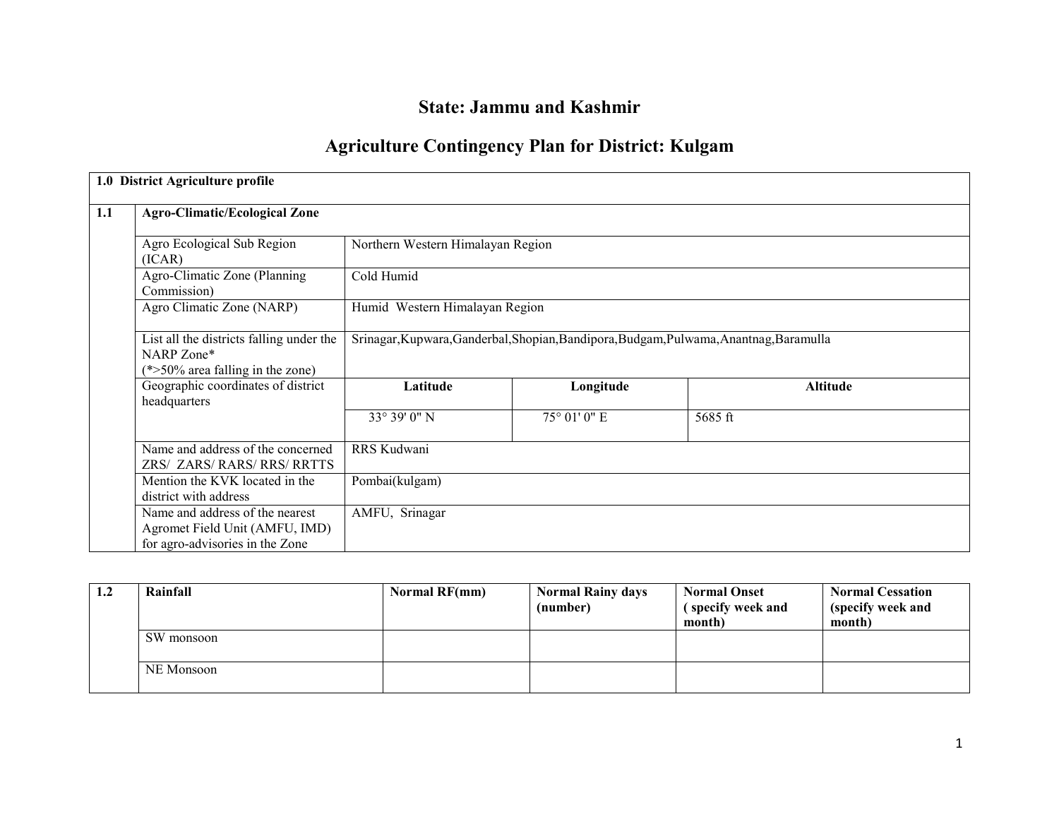# State: Jammu and Kashmir

## Agriculture Contingency Plan for District: Kulgam

| 1.0 District Agriculture profile | | | | |
|---|---|---|---|---|
| **1.1** | **Agro-Climatic/Ecological Zone** | | | |
| | Agro Ecological Sub Region (ICAR) | Northern Western Himalayan Region | | |
| | Agro-Climatic Zone (Planning Commission) | Cold Humid | | |
| | Agro Climatic Zone (NARP) | Humid Western Himalayan Region | | |
| | List all the districts falling under the NARP Zone* (*>50% area falling in the zone) | Srinagar,Kupwara,Ganderbal,Shopian,Bandipora,Budgam,Pulwama,Anantnag,Baramulla | | |
| | Geographic coordinates of district headquarters | **Latitude** | **Longitude** | **Altitude** |
| | | 33° 39' 0" N | 75° 01' 0" E | 5685 ft |
| | Name and address of the concerned ZRS/ ZARS/ RARS/ RRS/ RRTTS | RRS Kudwani | | |
| | Mention the KVK located in the district with address | Pombai(kulgam) | | |
| | Name and address of the nearest Agromet Field Unit (AMFU, IMD) for agro-advisories in the Zone | AMFU, Srinagar | | |

| 1.2 | Rainfall | Normal RF(mm) | Normal Rainy days (number) | Normal Onset ( specify week and month) | Normal Cessation (specify week and month) |
|---|---|---|---|---|---|
| | SW monsoon | | | | |
| | NE Monsoon | | | | |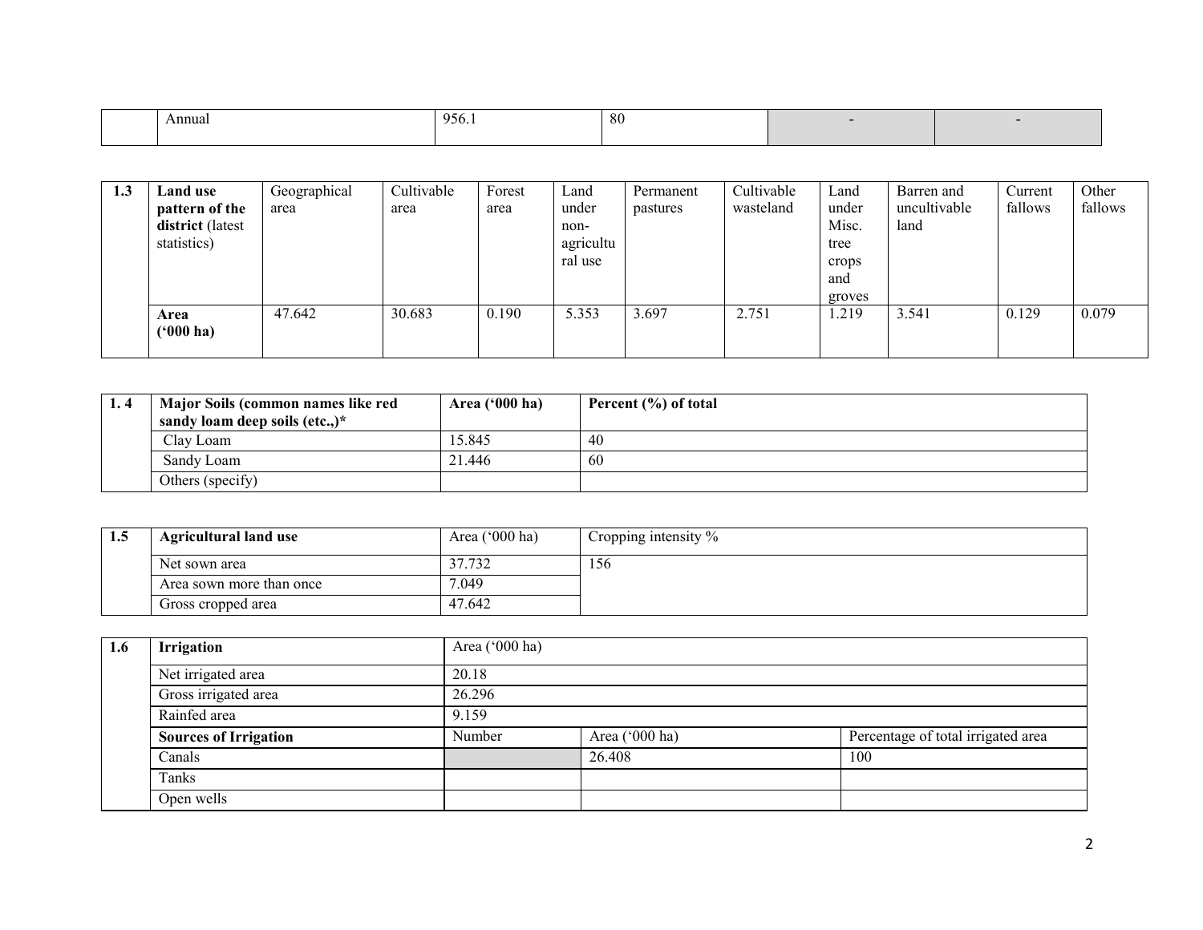|  | Annual | 956.1 | 80 | - | - |
|---|---|---|---|---|---|

| 1.3 | Land use pattern of the district (latest statistics) | Geographical area | Cultivable area | Forest area | Land under non-agricultural use | Permanent pastures | Cultivable wasteland | Land under Misc. tree crops and groves | Barren and uncultivable land | Current fallows | Other fallows |
|---|---|---|---|---|---|---|---|---|---|---|---|
|  | **Area ('000 ha)** | 47.642 | 30.683 | 0.190 | 5.353 | 3.697 | 2.751 | 1.219 | 3.541 | 0.129 | 0.079 |

| 1. 4 | Major Soils (common names like red sandy loam deep soils (etc.,)* | Area ('000 ha) | Percent (%) of total |
|---|---|---|---|
|  | Clay Loam | 15.845 | 40 |
|  | Sandy Loam | 21.446 | 60 |
|  | Others (specify) |  |  |

| 1.5 | Agricultural land use | Area ('000 ha) | Cropping intensity % |
|---|---|---|---|
|  | Net sown area | 37.732 | 156 |
|  | Area sown more than once | 7.049 |  |
|  | Gross cropped area | 47.642 |  |

| 1.6 | Irrigation | Area ('000 ha) |  |  |
|---|---|---|---|---|
|  | Net irrigated area | 20.18 |  |  |
|  | Gross irrigated area | 26.296 |  |  |
|  | Rainfed area | 9.159 |  |  |
|  | **Sources of Irrigation** | Number | Area ('000 ha) | Percentage of total irrigated area |
|  | Canals |  | 26.408 | 100 |
|  | Tanks |  |  |  |
|  | Open wells |  |  |  |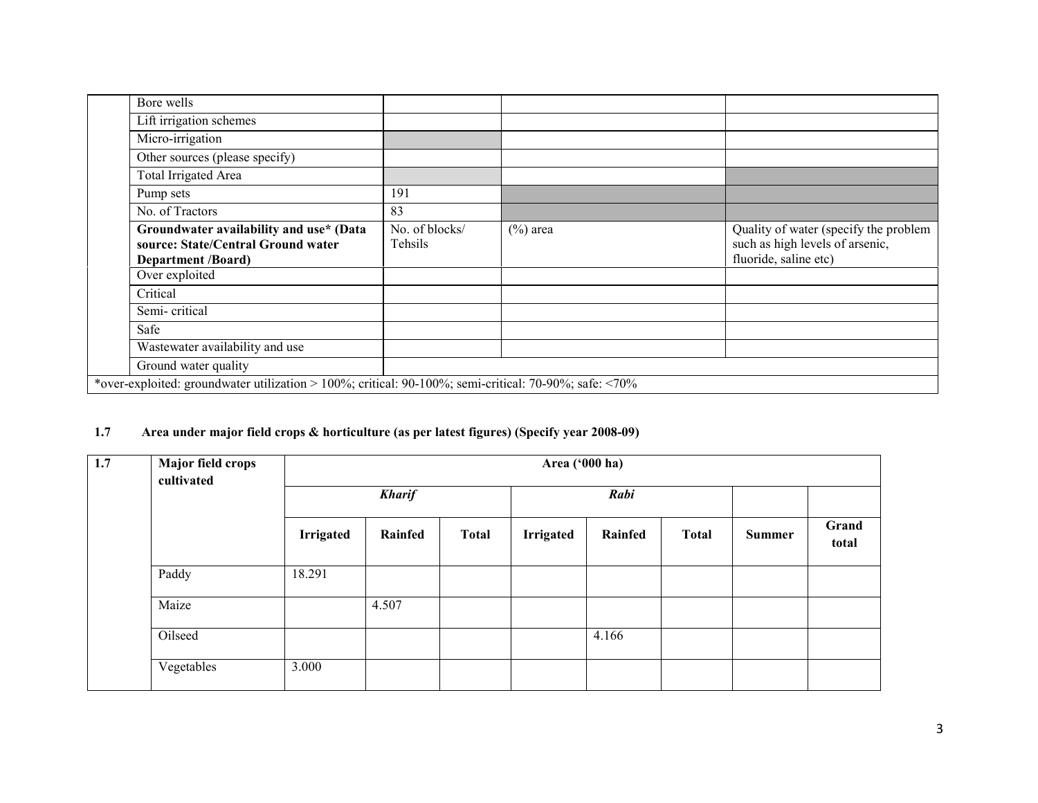|  | Bore wells |  |  |  |
|---|---|---|---|---|
|  | Lift irrigation schemes |  |  |  |
|  | Micro-irrigation |  |  |  |
|  | Other sources (please specify) |  |  |  |
|  | Total Irrigated Area |  |  |  |
|  | Pump sets | 191 |  |  |
|  | No. of Tractors | 83 |  |  |
|  | **Groundwater availability and use* (Data source: State/Central Ground water Department /Board)** | No. of blocks/ Tehsils | (%) area | Quality of water (specify the problem such as high levels of arsenic, fluoride, saline etc) |
|  | Over exploited |  |  |  |
|  | Critical |  |  |  |
|  | Semi- critical |  |  |  |
|  | Safe |  |  |  |
|  | Wastewater availability and use |  |  |  |
|  | Ground water quality |  |  |  |

*over-exploited: groundwater utilization > 100%; critical: 90-100%; semi-critical: 70-90%; safe: <70%

**1.7 Area under major field crops & horticulture (as per latest figures) (Specify year 2008-09)**

| 1.7 | Major field crops cultivated | Area ('000 ha) | | | | | | | |
|---|---|---|---|---|---|---|---|---|---|
|  |  | ***Kharif*** | | | ***Rabi*** | | |  |  |
|  |  | **Irrigated** | **Rainfed** | **Total** | **Irrigated** | **Rainfed** | **Total** | **Summer** | **Grand total** |
|  | Paddy | 18.291 |  |  |  |  |  |  |  |
|  | Maize |  | 4.507 |  |  |  |  |  |  |
|  | Oilseed |  |  |  |  | 4.166 |  |  |  |
|  | Vegetables | 3.000 |  |  |  |  |  |  |  |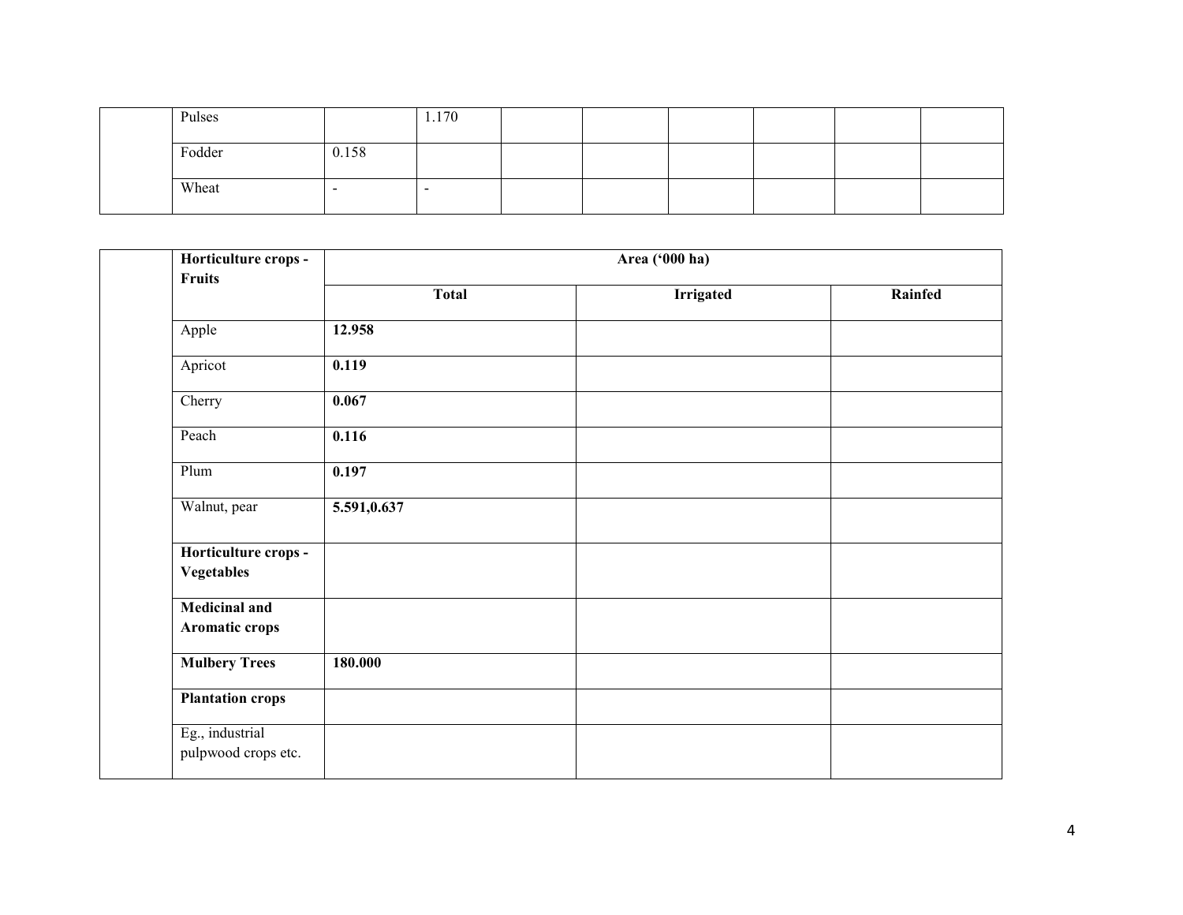| | | | | | | | | | |
|---|---|---|---|---|---|---|---|---|---|
| | Pulses | | 1.170 | | | | | | |
| | Fodder | 0.158 | | | | | | | |
| | Wheat | - | - | | | | | | |

| | Horticulture crops - Fruits | Area ('000 ha) | | |
|---|---|---|---|---|
| | | **Total** | **Irrigated** | **Rainfed** |
| | Apple | **12.958** | | |
| | Apricot | **0.119** | | |
| | Cherry | **0.067** | | |
| | Peach | **0.116** | | |
| | Plum | **0.197** | | |
| | Walnut, pear | **5.591,0.637** | | |
| | **Horticulture crops - Vegetables** | | | |
| | **Medicinal and Aromatic crops** | | | |
| | **Mulbery Trees** | **180.000** | | |
| | **Plantation crops** | | | |
| | Eg., industrial pulpwood crops etc. | | | |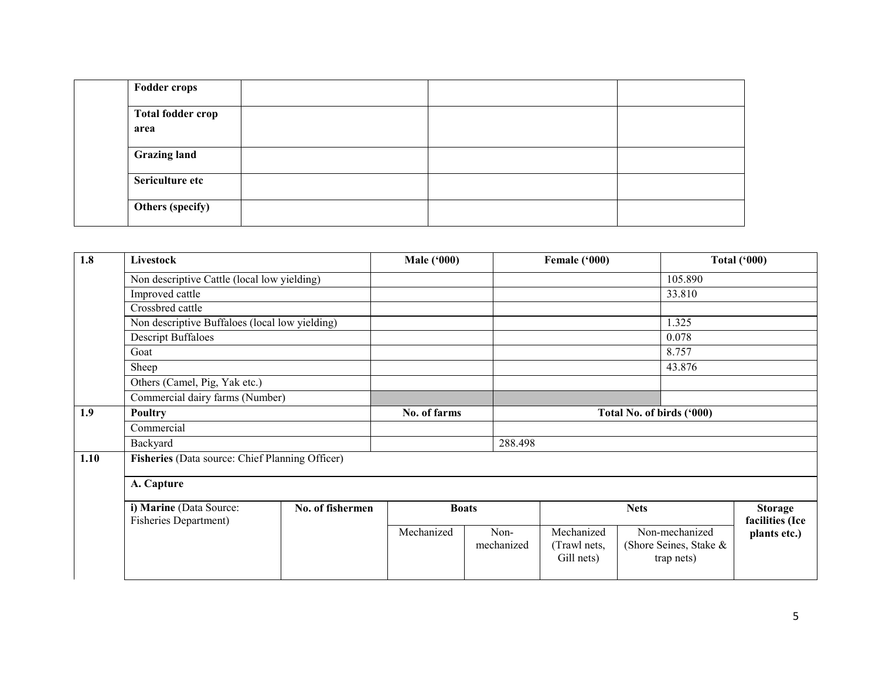| | | | | |
|---|---|---|---|---|
| | **Fodder crops** | | | |
| | **Total fodder crop area** | | | |
| | **Grazing land** | | | |
| | **Sericulture etc** | | | |
| | **Others (specify)** | | | |

| 1.8 | **Livestock** | **Male ('000)** | **Female ('000)** | **Total ('000)** |
|---|---|---|---|---|
| | Non descriptive Cattle (local low yielding) | | | 105.890 |
| | Improved cattle | | | 33.810 |
| | Crossbred cattle | | | |
| | Non descriptive Buffaloes (local low yielding) | | | 1.325 |
| | Descript Buffaloes | | | 0.078 |
| | Goat | | | 8.757 |
| | Sheep | | | 43.876 |
| | Others (Camel, Pig, Yak etc.) | | | |
| | Commercial dairy farms (Number) | | | |
| **1.9** | **Poultry** | **No. of farms** | **Total No. of birds ('000)** | |
| | Commercial | | | |
| | Backyard | | 288.498 | |

| 1.10 | **Fisheries** (Data source: Chief Planning Officer) | | | | | | |
|---|---|---|---|---|---|---|---|
| | **A. Capture** | | | | | | |
| | **i) Marine** (Data Source: Fisheries Department) | **No. of fishermen** | **Boats** | | **Nets** | | **Storage facilities (Ice plants etc.)** |
| | | | Mechanized | Non-mechanized | Mechanized (Trawl nets, Gill nets) | Non-mechanized (Shore Seines, Stake & trap nets) | |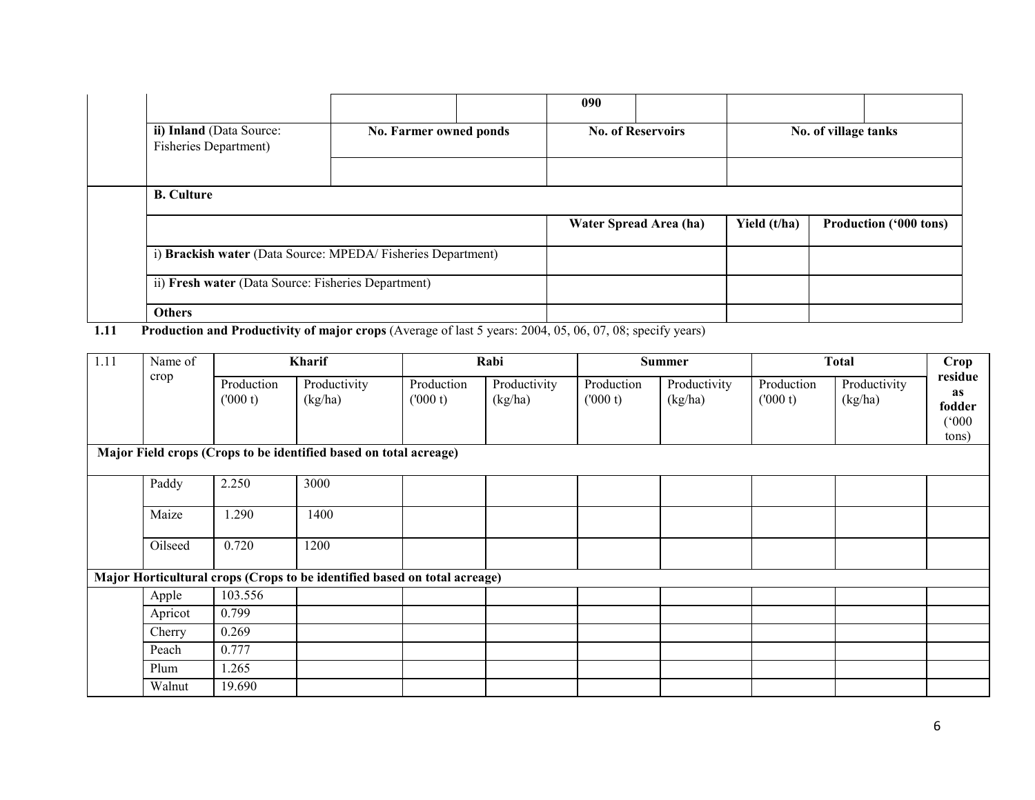| | | | | | | |
|---|---|---|---|---|---|---|
| | | | 090 | | | |
| **ii) Inland** (Data Source: Fisheries Department) | **No. Farmer owned ponds** | | **No. of Reservoirs** | | **No. of village tanks** | |
| | | | | | | |
| **B. Culture** | | | | | | |
| | | | **Water Spread Area (ha)** | | **Yield (t/ha)** | **Production ('000 tons)** |
| i) **Brackish water** (Data Source: MPEDA/ Fisheries Department) | | | | | | |
| ii) **Fresh water** (Data Source: Fisheries Department) | | | | | | |
| **Others** | | | | | | |

**1.11 Production and Productivity of major crops** (Average of last 5 years: 2004, 05, 06, 07, 08; specify years)

| 1.11 | Name of crop | **Kharif** | | **Rabi** | | **Summer** | | **Total** | | **Crop residue as fodder** ('000 tons) |
|---|---|---|---|---|---|---|---|---|---|---|
| | | Production ('000 t) | Productivity (kg/ha) | Production ('000 t) | Productivity (kg/ha) | Production ('000 t) | Productivity (kg/ha) | Production ('000 t) | Productivity (kg/ha) | |
| **Major Field crops (Crops to be identified based on total acreage)** | | | | | | | | | | |
| | Paddy | 2.250 | 3000 | | | | | | | |
| | Maize | 1.290 | 1400 | | | | | | | |
| | Oilseed | 0.720 | 1200 | | | | | | | |
| **Major Horticultural crops (Crops to be identified based on total acreage)** | | | | | | | | | | |
| | Apple | 103.556 | | | | | | | | |
| | Apricot | 0.799 | | | | | | | | |
| | Cherry | 0.269 | | | | | | | | |
| | Peach | 0.777 | | | | | | | | |
| | Plum | 1.265 | | | | | | | | |
| | Walnut | 19.690 | | | | | | | | |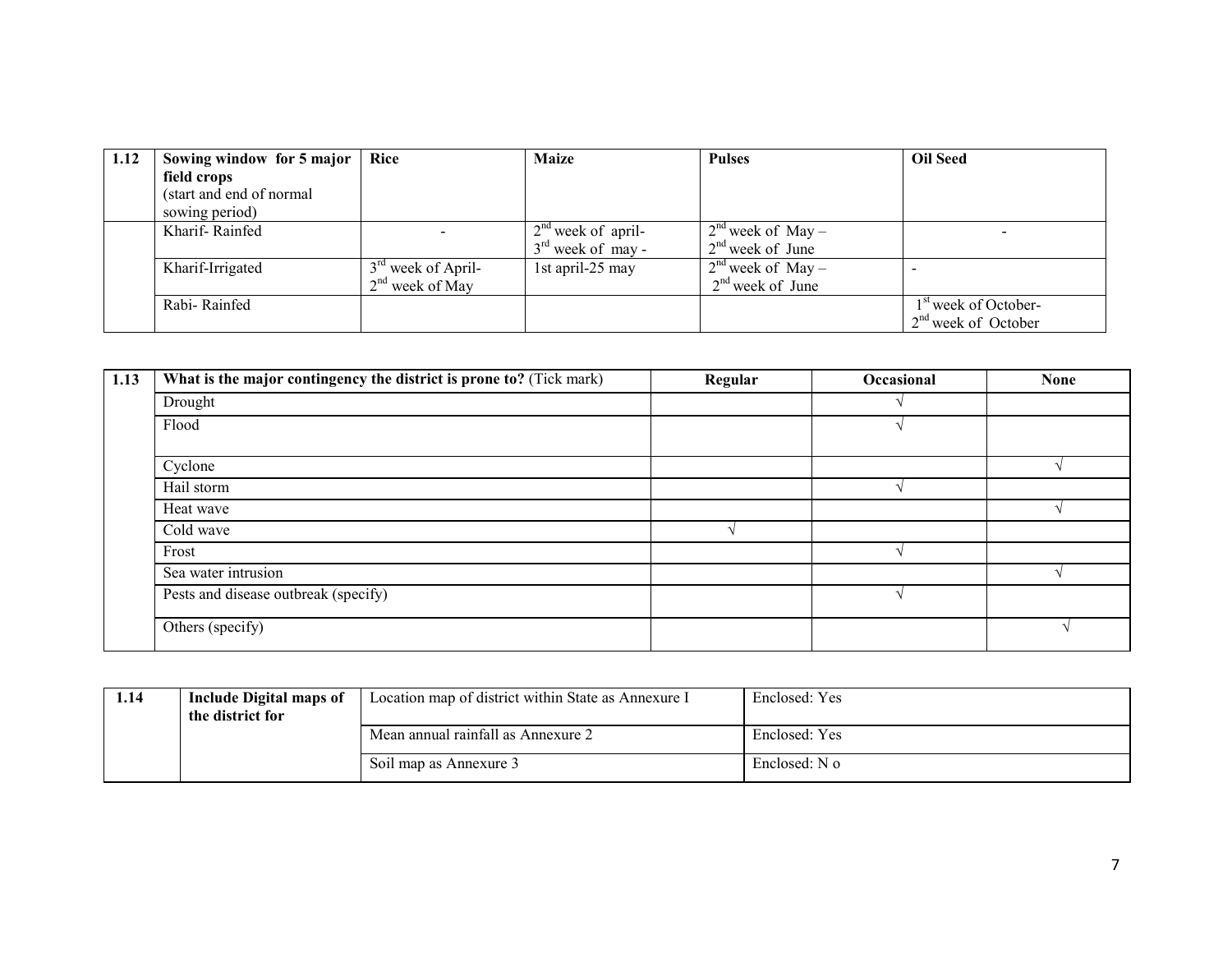| 1.12 | Sowing window for 5 major field crops (start and end of normal sowing period) | Rice | Maize | Pulses | Oil Seed |
|---|---|---|---|---|---|
| | Kharif- Rainfed | - | 2nd week of april- 3rd week of may - | 2nd week of May – 2nd week of June | - |
| | Kharif-Irrigated | 3rd week of April- 2nd week of May | 1st april-25 may | 2nd week of May – 2nd week of June | - |
| | Rabi- Rainfed | | | | 1st week of October- 2nd week of October |

| 1.13 | What is the major contingency the district is prone to? (Tick mark) | Regular | Occasional | None |
|---|---|---|---|---|
| | Drought | | √ | |
| | Flood | | √ | |
| | Cyclone | | | √ |
| | Hail storm | | √ | |
| | Heat wave | | | √ |
| | Cold wave | √ | | |
| | Frost | | √ | |
| | Sea water intrusion | | | √ |
| | Pests and disease outbreak (specify) | | √ | |
| | Others (specify) | | | √ |

| 1.14 | Include Digital maps of the district for | Location map of district within State as Annexure I | Enclosed: Yes |
|---|---|---|---|
| | | Mean annual rainfall as Annexure 2 | Enclosed: Yes |
| | | Soil map as Annexure 3 | Enclosed: N o |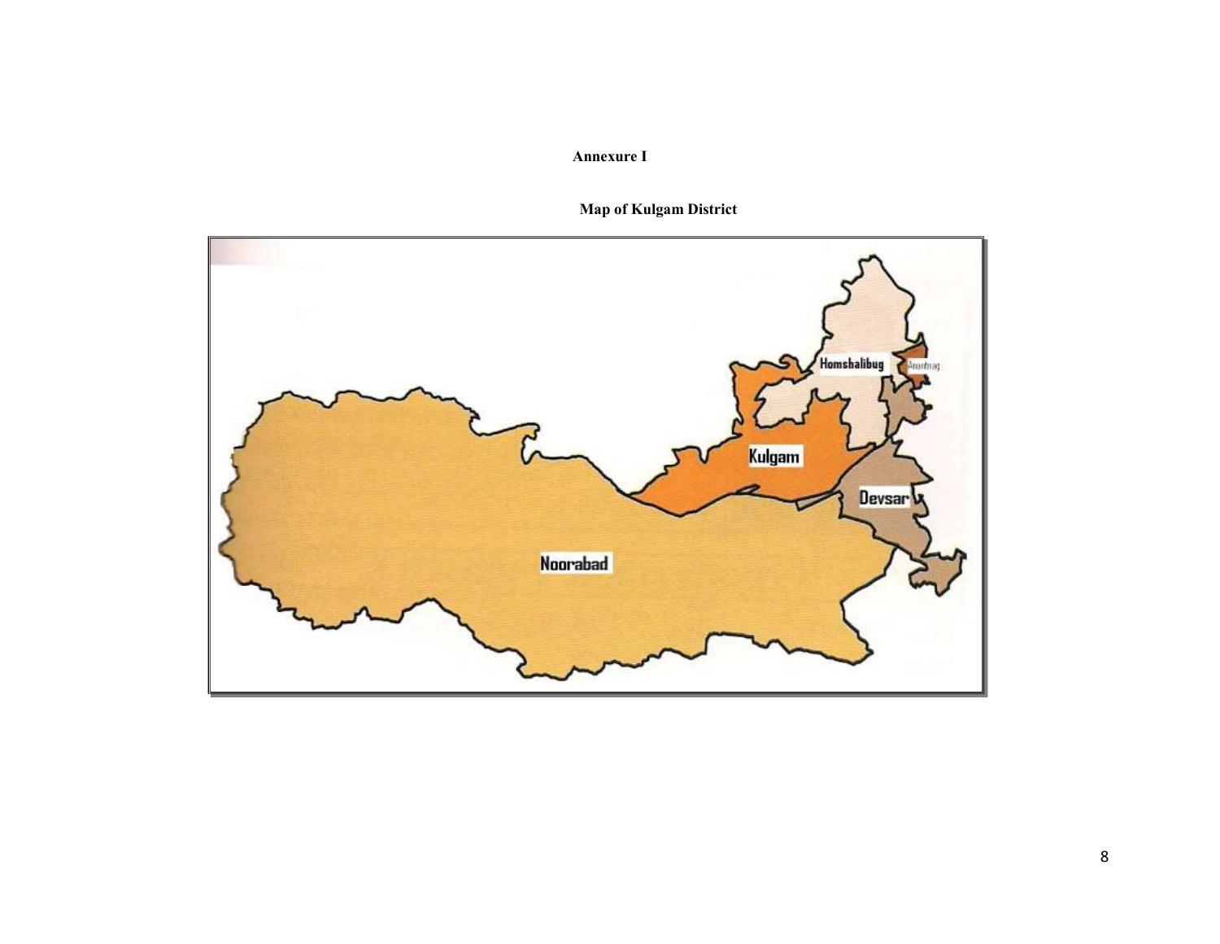**Annexure I**

**Map of Kulgam District**

Homshalibug

Anantnag

Kulgam

Devsar

Noorabad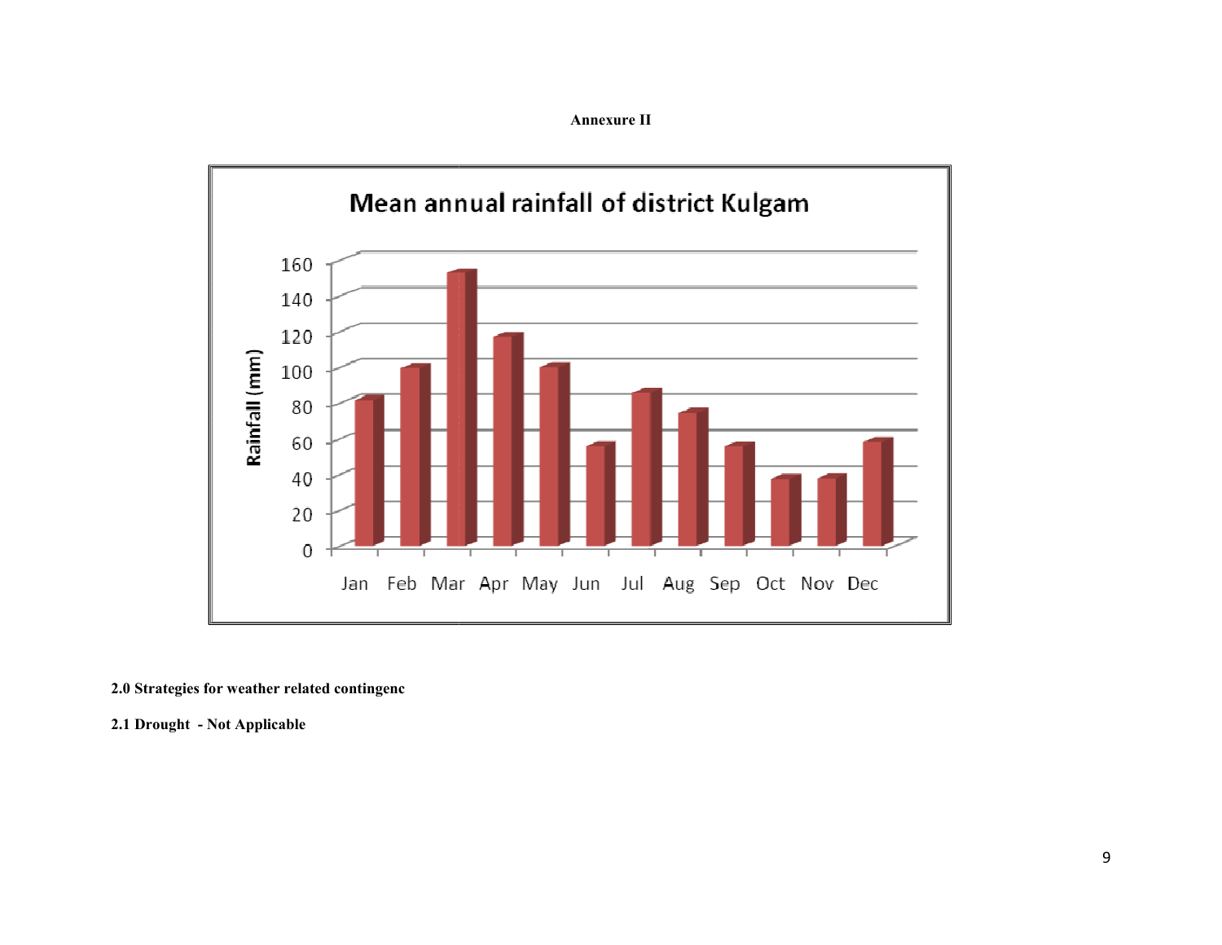**Annexure II**

**Mean annual rainfall of district Kulgam**

**2.0 Strategies for weather related contingenc**

**2.1 Drought - Not Applicable**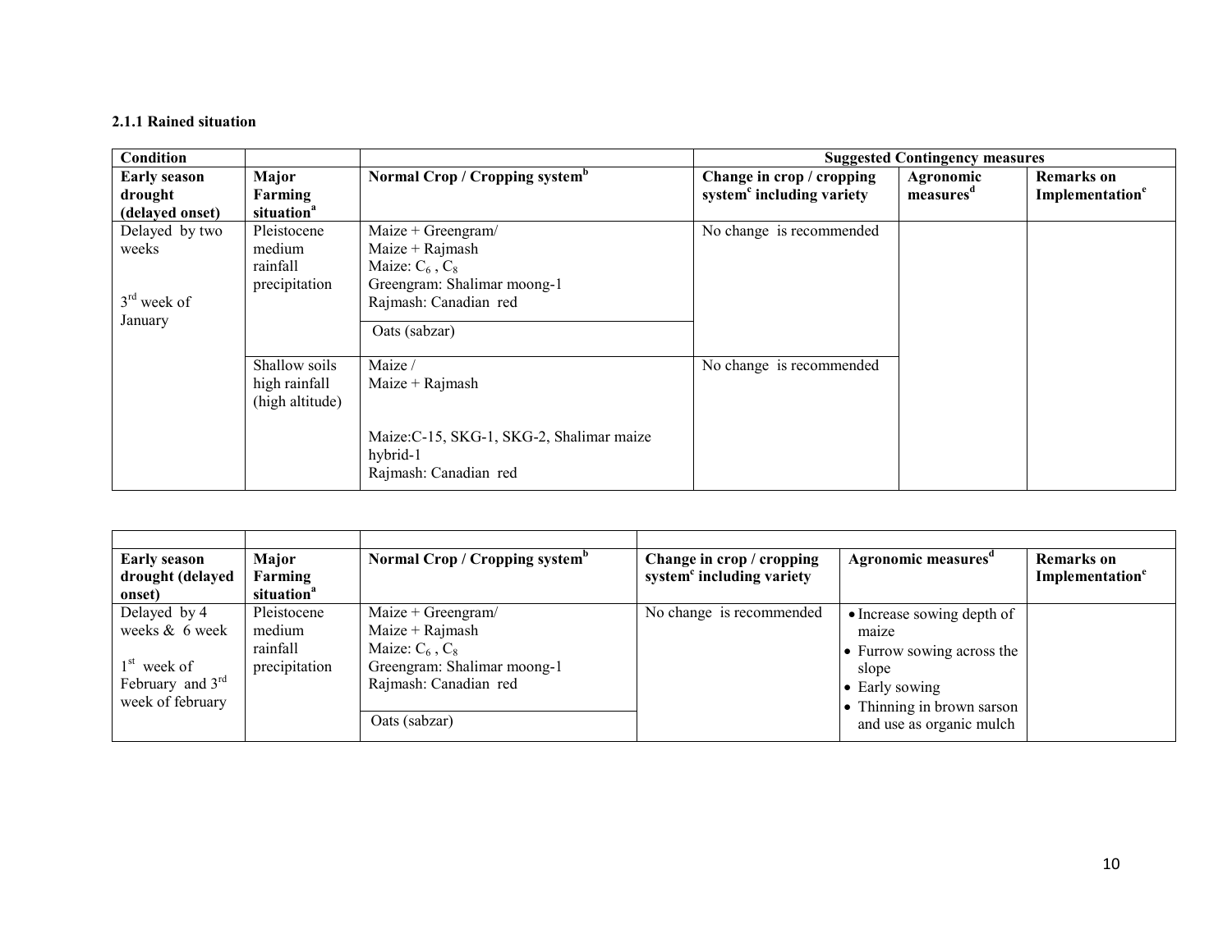### 2.1.1 Rained situation

| Condition | | | Suggested Contingency measures | | |
|---|---|---|---|---|---|
| **Early season drought (delayed onset)** | **Major Farming situation[a]** | **Normal Crop / Cropping system[b]** | **Change in crop / cropping system[c] including variety** | **Agronomic measures[d]** | **Remarks on Implementation[e]** |
| Delayed by two weeks<br><br>3[rd] week of January | Pleistocene medium rainfall precipitation | Maize + Greengram/<br>Maize + Rajmash<br>Maize: $C_6$ , $C_8$<br>Greengram: Shalimar moong-1<br>Rajmash: Canadian red<br>Oats (sabzar) | No change is recommended | | |
| | Shallow soils high rainfall (high altitude) | Maize /<br>Maize + Rajmash<br><br>Maize:C-15, SKG-1, SKG-2, Shalimar maize hybrid-1<br>Rajmash: Canadian red | No change is recommended | | |

| | | | | | |
|---|---|---|---|---|---|
| **Early season drought (delayed onset)** | **Major Farming situation[a]** | **Normal Crop / Cropping system[b]** | **Change in crop / cropping system[c] including variety** | **Agronomic measures[d]** | **Remarks on Implementation[e]** |
| Delayed by 4 weeks & 6 week<br><br>1[st] week of February and 3[rd] week of february | Pleistocene medium rainfall precipitation | Maize + Greengram/<br>Maize + Rajmash<br>Maize: $C_6$ , $C_8$<br>Greengram: Shalimar moong-1<br>Rajmash: Canadian red<br>Oats (sabzar) | No change is recommended | • Increase sowing depth of maize<br>• Furrow sowing across the slope<br>• Early sowing<br>• Thinning in brown sarson and use as organic mulch | |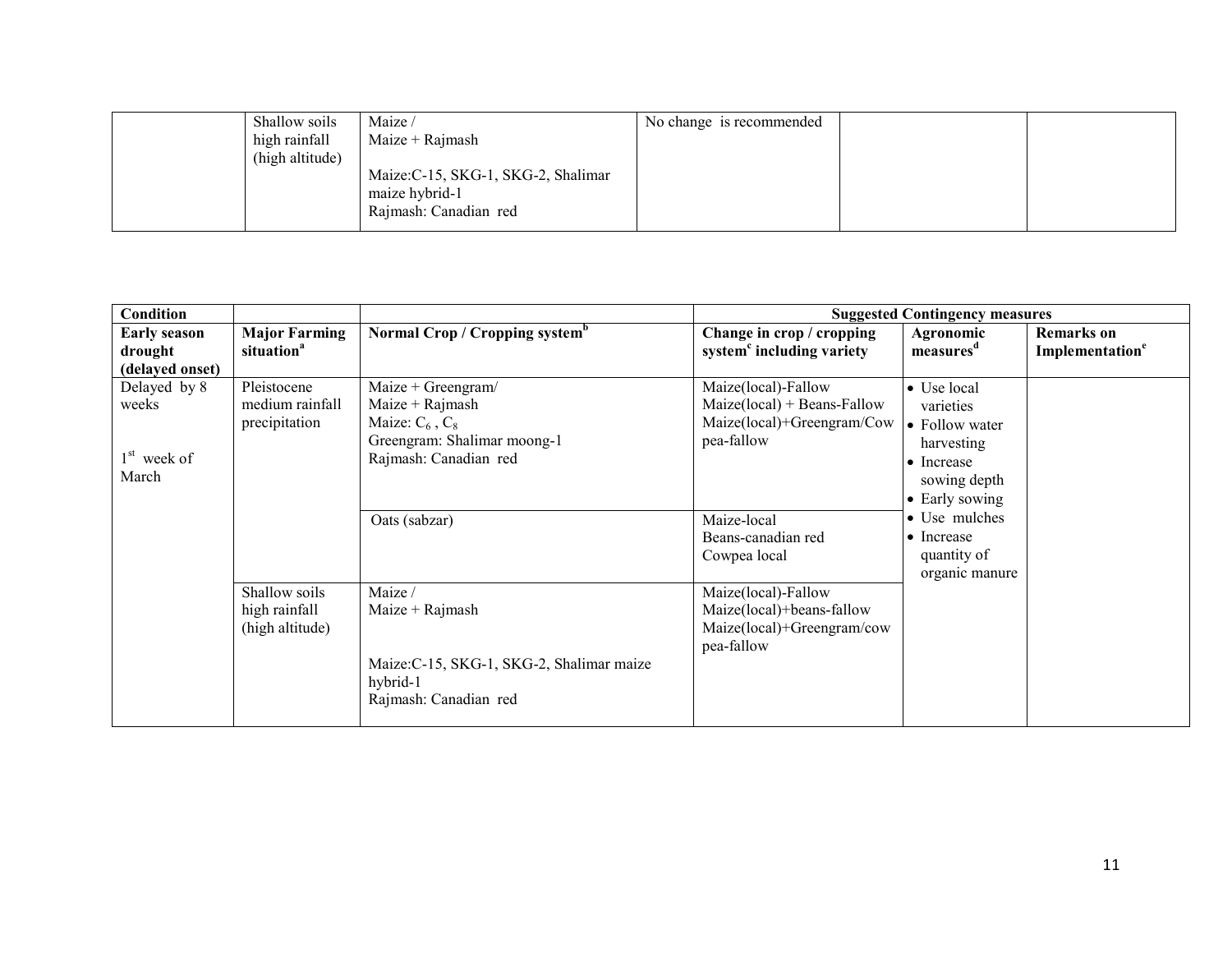| | Shallow soils high rainfall (high altitude) | Maize / Maize + Rajmash<br><br>Maize:C-15, SKG-1, SKG-2, Shalimar maize hybrid-1<br>Rajmash: Canadian red | No change is recommended | | |
|---|---|---|---|---|---|

| Condition | | | Suggested Contingency measures | | |
|---|---|---|---|---|---|
| Early season drought (delayed onset) | Major Farming situation[a] | Normal Crop / Cropping system[b] | Change in crop / cropping system[c] including variety | Agronomic measures[d] | Remarks on Implementation[e] |
| Delayed by 8 weeks<br><br>1[st] week of March | Pleistocene medium rainfall precipitation | Maize + Greengram/<br>Maize + Rajmash<br>Maize: $C_6$ , $C_8$<br>Greengram: Shalimar moong-1<br>Rajmash: Canadian red | Maize(local)-Fallow<br>Maize(local) + Beans-Fallow<br>Maize(local)+Greengram/Cow pea-fallow | • Use local varieties<br>• Follow water harvesting<br>• Increase sowing depth<br>• Early sowing<br>• Use mulches<br>• Increase quantity of organic manure | |
| | | Oats (sabzar) | Maize-local<br>Beans-canadian red<br>Cowpea local | | |
| | Shallow soils high rainfall (high altitude) | Maize /<br>Maize + Rajmash<br><br>Maize:C-15, SKG-1, SKG-2, Shalimar maize hybrid-1<br>Rajmash: Canadian red | Maize(local)-Fallow<br>Maize(local)+beans-fallow<br>Maize(local)+Greengram/cow pea-fallow | | |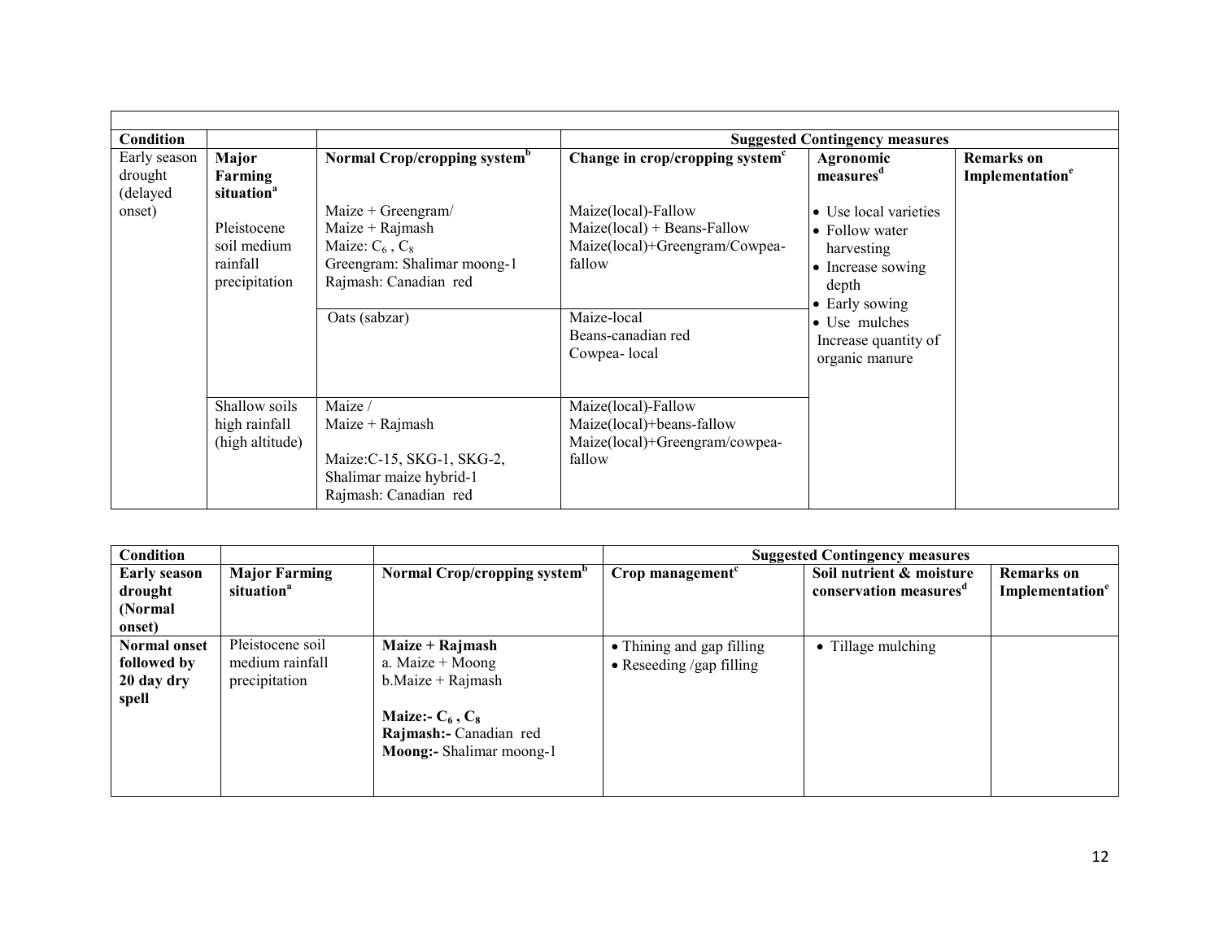| Condition | | | Suggested Contingency measures | | |
|---|---|---|---|---|---|
| Early season drought (delayed onset) | **Major Farming situation**[a] | **Normal Crop/cropping system**[b] | **Change in crop/cropping system**[c] | **Agronomic measures**[d] | **Remarks on Implementation**[e] |
| | Pleistocene soil medium rainfall precipitation | Maize + Greengram/ Maize + Rajmash Maize: $C_6$ , $C_8$ Greengram: Shalimar moong-1 Rajmash: Canadian red | Maize(local)-Fallow Maize(local) + Beans-Fallow Maize(local)+Greengram/Cowpea-fallow | • Use local varieties • Follow water harvesting • Increase sowing depth • Early sowing • Use mulches Increase quantity of organic manure | |
| | | Oats (sabzar) | Maize-local Beans-canadian red Cowpea- local | | |
| | Shallow soils high rainfall (high altitude) | Maize / Maize + Rajmash Maize:C-15, SKG-1, SKG-2, Shalimar maize hybrid-1 Rajmash: Canadian red | Maize(local)-Fallow Maize(local)+beans-fallow Maize(local)+Greengram/cowpea-fallow | | |

| Condition | | | Suggested Contingency measures | | |
|---|---|---|---|---|---|
| **Early season drought (Normal onset)** | **Major Farming situation**[a] | **Normal Crop/cropping system**[b] | **Crop management**[c] | **Soil nutrient & moisture conservation measures**[d] | **Remarks on Implementation**[e] |
| **Normal onset followed by 20 day dry spell** | Pleistocene soil medium rainfall precipitation | **Maize + Rajmash** a. Maize + Moong b.Maize + Rajmash **Maize:-** $C_6$ , $C_8$ **Rajmash:-** Canadian red **Moong:-** Shalimar moong-1 | • Thining and gap filling • Reseeding /gap filling | • Tillage mulching | |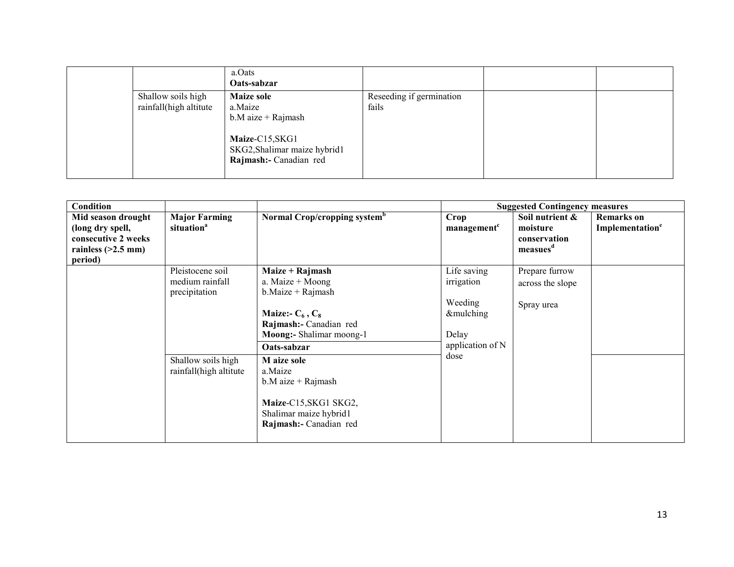|  |  | a.Oats<br>**Oats-sabzar** |  |  |  |
|---|---|---|---|---|---|
|  | Shallow soils high rainfall(high altitute | **Maize sole**<br>a.Maize<br>b.M aize + Rajmash<br><br>**Maize**-C15,SKG1 SKG2,Shalimar maize hybrid1<br>**Rajmash:-** Canadian red | Reseeding if germination fails |  |  |

| **Condition** |  |  | **Suggested Contingency measures** |  |  |
|---|---|---|---|---|---|
| **Mid season drought (long dry spell, consecutive 2 weeks rainless (>2.5 mm) period)** | **Major Farming situation[a]** | **Normal Crop/cropping system[b]** | **Crop management[c]** | **Soil nutrient & moisture conservation measues[d]** | **Remarks on Implementation[e]** |
|  | Pleistocene soil medium rainfall precipitation | **Maize + Rajmash**<br>a. Maize + Moong<br>b.Maize + Rajmash<br><br>**Maize:-** $C_6$ , $C_8$<br>**Rajmash:-** Canadian red<br>**Moong:-** Shalimar moong-1 | Life saving irrigation<br><br>Weeding &mulching<br><br>Delay application of N dose | Prepare furrow across the slope<br><br>Spray urea |  |
|  |  | **Oats-sabzar** |  |  |  |
|  | Shallow soils high rainfall(high altitute | **M aize sole**<br>a.Maize<br>b.M aize + Rajmash<br><br>**Maize**-C15,SKG1 SKG2, Shalimar maize hybrid1<br>**Rajmash:-** Canadian red |  |  |  |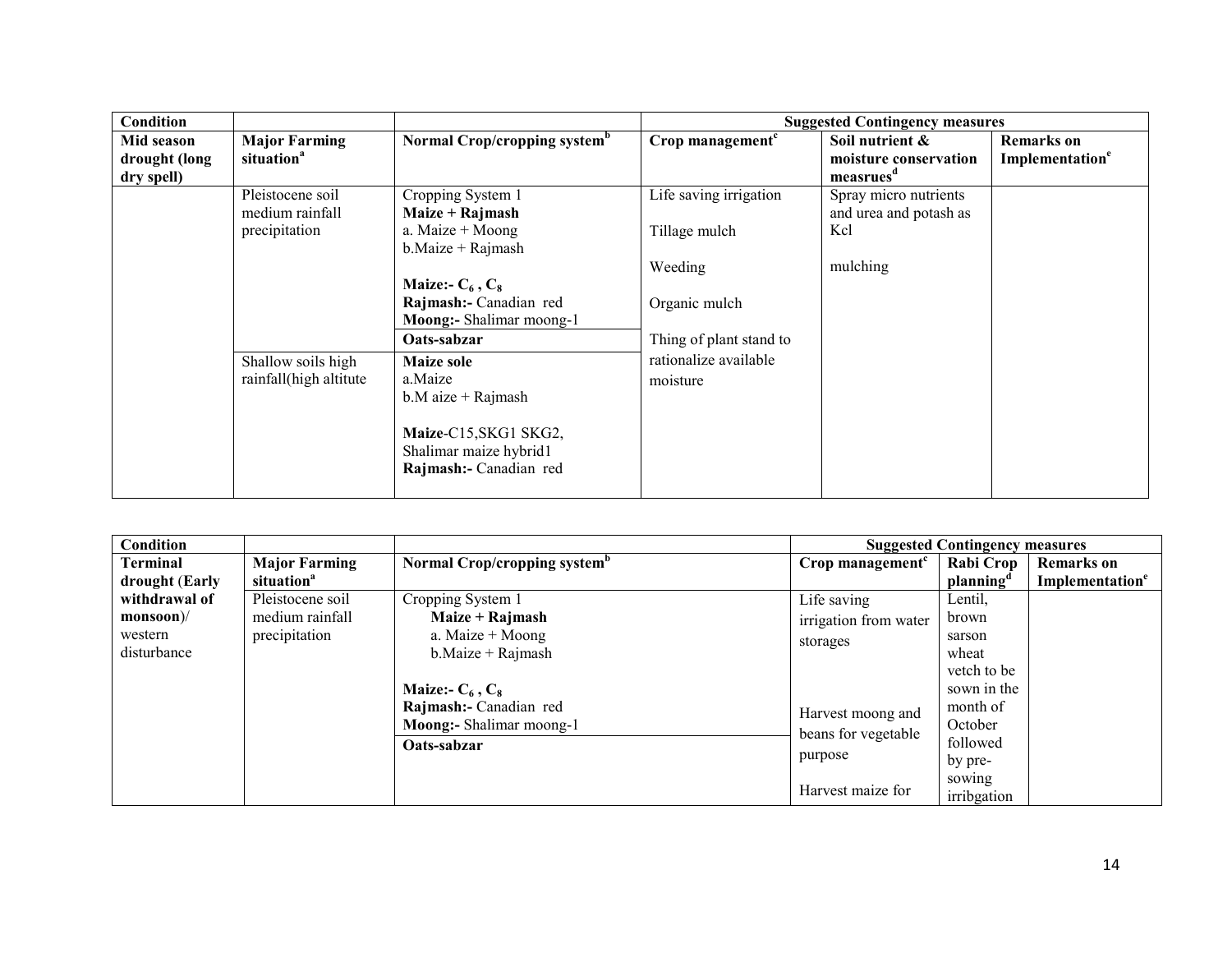| Condition | | | Suggested Contingency measures | | |
|---|---|---|---|---|---|
| **Mid season drought (long dry spell)** | **Major Farming situation**[a] | **Normal Crop/cropping system**[b] | **Crop management**[c] | **Soil nutrient & moisture conservation measrues**[d] | **Remarks on Implementation**[e] |
| | Pleistocene soil medium rainfall precipitation | Cropping System 1<br>**Maize + Rajmash**<br>a. Maize + Moong<br>b.Maize + Rajmash<br><br>**Maize:- $C_6$ , $C_8$**<br>**Rajmash:-** Canadian red<br>**Moong:-** Shalimar moong-1 | Life saving irrigation<br><br>Tillage mulch<br><br>Weeding<br><br>Organic mulch<br><br>Thing of plant stand to rationalize available moisture | Spray micro nutrients and urea and potash as Kcl<br><br>mulching | |
| | | **Oats-sabzar** | | | |
| | Shallow soils high rainfall(high altitute | **Maize sole**<br>a.Maize<br>b.M aize + Rajmash<br><br>**Maize**-C15,SKG1 SKG2, Shalimar maize hybrid1<br>**Rajmash:-** Canadian red | | | |

| Condition | | | Suggested Contingency measures | | |
|---|---|---|---|---|---|
| **Terminal drought (Early withdrawal of monsoon)**/ western disturbance | **Major Farming situation**[a] | **Normal Crop/cropping system**[b] | **Crop management**[c] | **Rabi Crop planning**[d] | **Remarks on Implementation**[e] |
| | Pleistocene soil medium rainfall precipitation | Cropping System 1<br>**Maize + Rajmash**<br>a. Maize + Moong<br>b.Maize + Rajmash<br><br>**Maize:- $C_6$ , $C_8$**<br>**Rajmash:-** Canadian red<br>**Moong:-** Shalimar moong-1 | Life saving irrigation from water storages<br><br>Harvest moong and beans for vegetable purpose<br><br>Harvest maize for | Lentil, brown sarson wheat vetch to be sown in the month of October followed by pre-sowing irribgation | |
| | | **Oats-sabzar** | | | |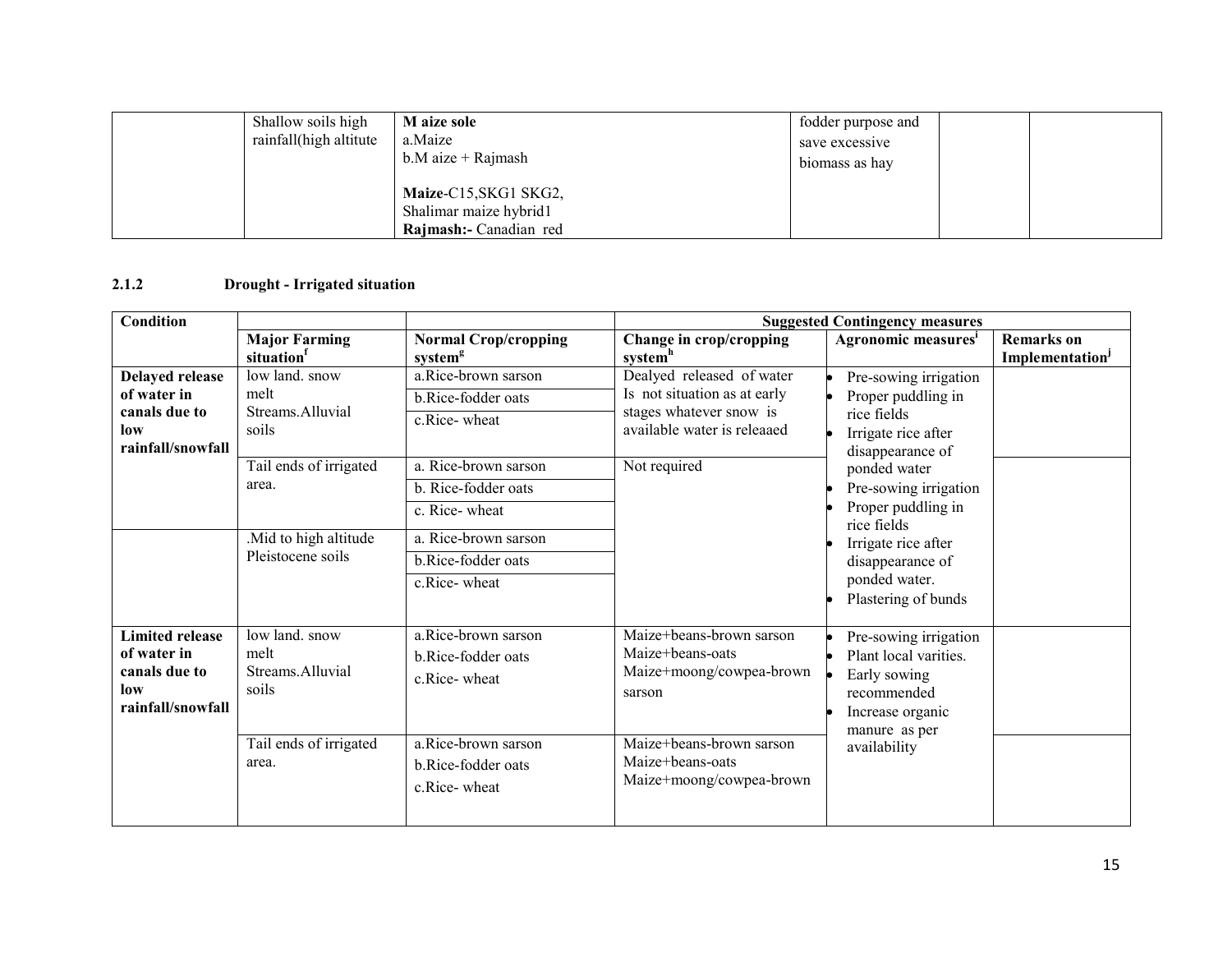| | | | | | |
|---|---|---|---|---|---|
| | Shallow soils high rainfall(high altitute | **M aize sole**<br>a.Maize<br>b.M aize + Rajmash<br><br>**Maize**-C15,SKG1 SKG2, Shalimar maize hybrid1<br>**Rajmash:-** Canadian red | fodder purpose and save excessive biomass as hay | | |

**2.1.2 Drought - Irrigated situation**

| Condition | | | Suggested Contingency measures | | |
|---|---|---|---|---|---|
| | **Major Farming situation**[f] | **Normal Crop/cropping system**[g] | **Change in crop/cropping system**[h] | **Agronomic measures**[i] | **Remarks on Implementation**[j] |
| **Delayed release of water in canals due to low rainfall/snowfall** | low land. snow melt Streams.Alluvial soils | a.Rice-brown sarson<br>b.Rice-fodder oats<br>c.Rice- wheat | Dealyed released of water Is not situation as at early stages whatever snow is available water is releaaed | • Pre-sowing irrigation<br>• Proper puddling in rice fields<br>• Irrigate rice after disappearance of ponded water<br>• Pre-sowing irrigation<br>• Proper puddling in rice fields<br>• Irrigate rice after disappearance of ponded water.<br>• Plastering of bunds | |
| | Tail ends of irrigated area. | a. Rice-brown sarson<br>b. Rice-fodder oats<br>c. Rice- wheat | Not required | | |
| | .Mid to high altitude Pleistocene soils | a. Rice-brown sarson<br>b.Rice-fodder oats<br>c.Rice- wheat | | | |
| **Limited release of water in canals due to low rainfall/snowfall** | low land. snow melt Streams.Alluvial soils | a.Rice-brown sarson<br>b.Rice-fodder oats<br>c.Rice- wheat | Maize+beans-brown sarson<br>Maize+beans-oats<br>Maize+moong/cowpea-brown sarson | • Pre-sowing irrigation<br>• Plant local varities.<br>• Early sowing recommended<br>• Increase organic manure as per availability | |
| | Tail ends of irrigated area. | a.Rice-brown sarson<br>b.Rice-fodder oats<br>c.Rice- wheat | Maize+beans-brown sarson<br>Maize+beans-oats<br>Maize+moong/cowpea-brown | | |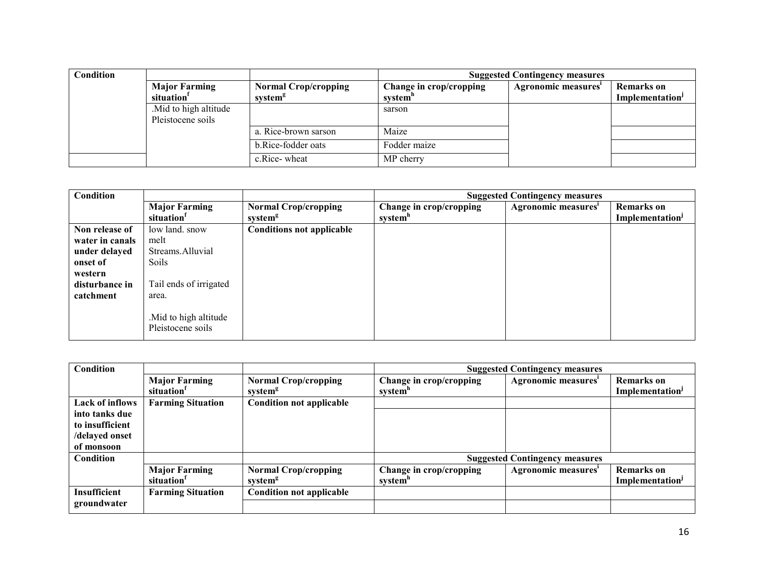| Condition | | | Suggested Contingency measures | | |
|---|---|---|---|---|---|
| | Major Farming situation[f] | Normal Crop/cropping system[g] | Change in crop/cropping system[h] | Agronomic measures[i] | Remarks on Implementation[j] |
| | .Mid to high altitude Pleistocene soils | | sarson | | |
| | | a. Rice-brown sarson | Maize | | |
| | | b.Rice-fodder oats | Fodder maize | | |
| | | c.Rice- wheat | MP cherry | | |

| Condition | | | Suggested Contingency measures | | |
|---|---|---|---|---|---|
| | Major Farming situation[f] | Normal Crop/cropping system[g] | Change in crop/cropping system[h] | Agronomic measures[i] | Remarks on Implementation[j] |
| **Non release of water in canals under delayed onset of western disturbance in catchment** | low land. snow melt Streams.Alluvial Soils<br><br>Tail ends of irrigated area.<br><br>.Mid to high altitude Pleistocene soils | **Conditions not applicable** | | | |

| Condition | | | Suggested Contingency measures | | |
|---|---|---|---|---|---|
| | Major Farming situation[f] | Normal Crop/cropping system[g] | Change in crop/cropping system[h] | Agronomic measures[i] | Remarks on Implementation[j] |
| **Lack of inflows into tanks due to insufficient /delayed onset of monsoon** | **Farming Situation** | **Condition not applicable** | | | |
| | | | | | |

| Condition | | | Suggested Contingency measures | | |
|---|---|---|---|---|---|
| | Major Farming situation[f] | Normal Crop/cropping system[g] | Change in crop/cropping system[h] | Agronomic measures[i] | Remarks on Implementation[j] |
| **Insufficient groundwater** | **Farming Situation** | **Condition not applicable** | | | |
| | | | | | |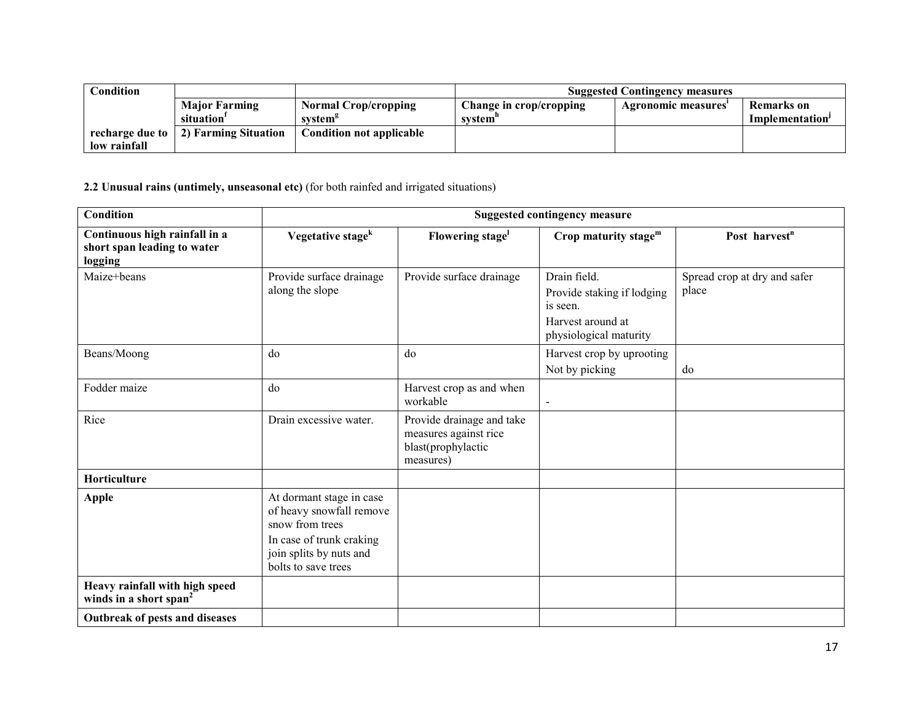| Condition | | | Suggested Contingency measures | | |
|---|---|---|---|---|---|
| | Major Farming situation[f] | Normal Crop/cropping system[g] | Change in crop/cropping system[h] | Agronomic measures[i] | Remarks on Implementation[j] |
| recharge due to low rainfall | 2) Farming Situation | Condition not applicable | | | |

**2.2 Unusual rains (untimely, unseasonal etc)** (for both rainfed and irrigated situations)

| Condition | Suggested contingency measure | | | |
|---|---|---|---|---|
| **Continuous high rainfall in a short span leading to water logging** | **Vegetative stage[k]** | **Flowering stage[l]** | **Crop maturity stage[m]** | **Post harvest[n]** |
| Maize+beans | Provide surface drainage along the slope | Provide surface drainage | Drain field.<br>Provide staking if lodging is seen.<br>Harvest around at physiological maturity | Spread crop at dry and safer place |
| Beans/Moong | do | do | Harvest crop by uprooting<br>Not by picking | do |
| Fodder maize | do | Harvest crop as and when workable | - | |
| Rice | Drain excessive water. | Provide drainage and take measures against rice blast(prophylactic measures) | | |
| **Horticulture** | | | | |
| **Apple** | At dormant stage in case of heavy snowfall remove snow from trees<br>In case of trunk craking join splits by nuts and bolts to save trees | | | |
| **Heavy rainfall with high speed winds in a short span[2]** | | | | |
| **Outbreak of pests and diseases** | | | | |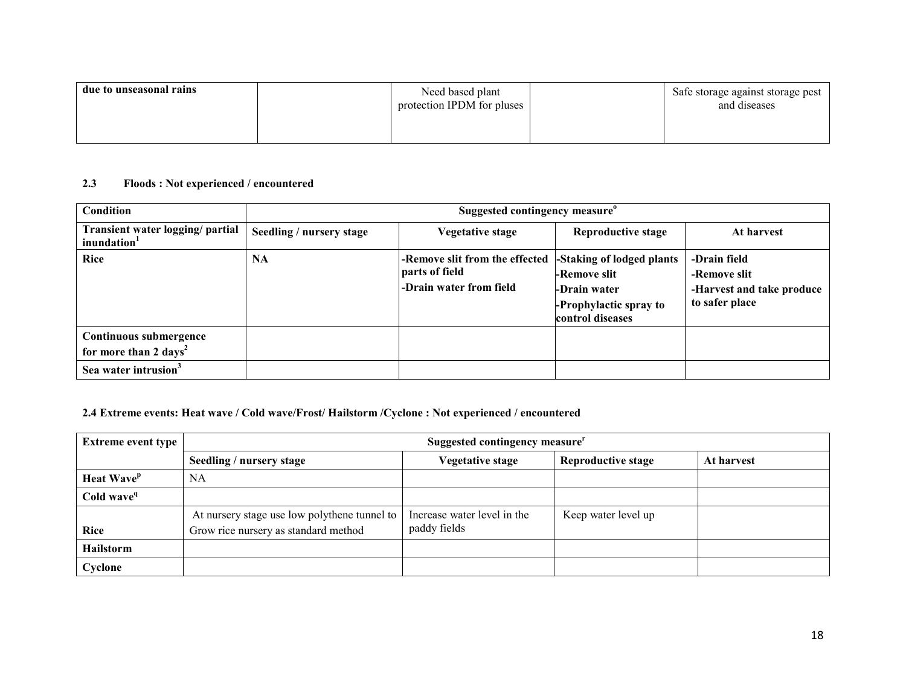| due to unseasonal rains | | Need based plant protection IPDM for pluses | | Safe storage against storage pest and diseases |
|---|---|---|---|---|

### 2.3 Floods : Not experienced / encountered

| Condition | Suggested contingency measure[o] | | | |
|---|---|---|---|---|
| **Transient water logging/ partial inundation[1]** | **Seedling / nursery stage** | **Vegetative stage** | **Reproductive stage** | **At harvest** |
| **Rice** | **NA** | **-Remove slit from the effected parts of field**<br>**-Drain water from field** | **-Staking of lodged plants**<br>**-Remove slit**<br>**-Drain water**<br>**-Prophylactic spray to control diseases** | **-Drain field**<br>**-Remove slit**<br>**-Harvest and take produce to safer place** |
| **Continuous submergence for more than 2 days[2]** | | | | |
| **Sea water intrusion[3]** | | | | |

### 2.4 Extreme events: Heat wave / Cold wave/Frost/ Hailstorm /Cyclone : Not experienced / encountered

| Extreme event type | Suggested contingency measure[r] | | | |
|---|---|---|---|---|
| | **Seedling / nursery stage** | **Vegetative stage** | **Reproductive stage** | **At harvest** |
| **Heat Wave[p]** | NA | | | |
| **Cold wave[q]** | | | | |
| **Rice** | At nursery stage use low polythene tunnel to Grow rice nursery as standard method | Increase water level in the paddy fields | Keep water level up | |
| **Hailstorm** | | | | |
| **Cyclone** | | | | |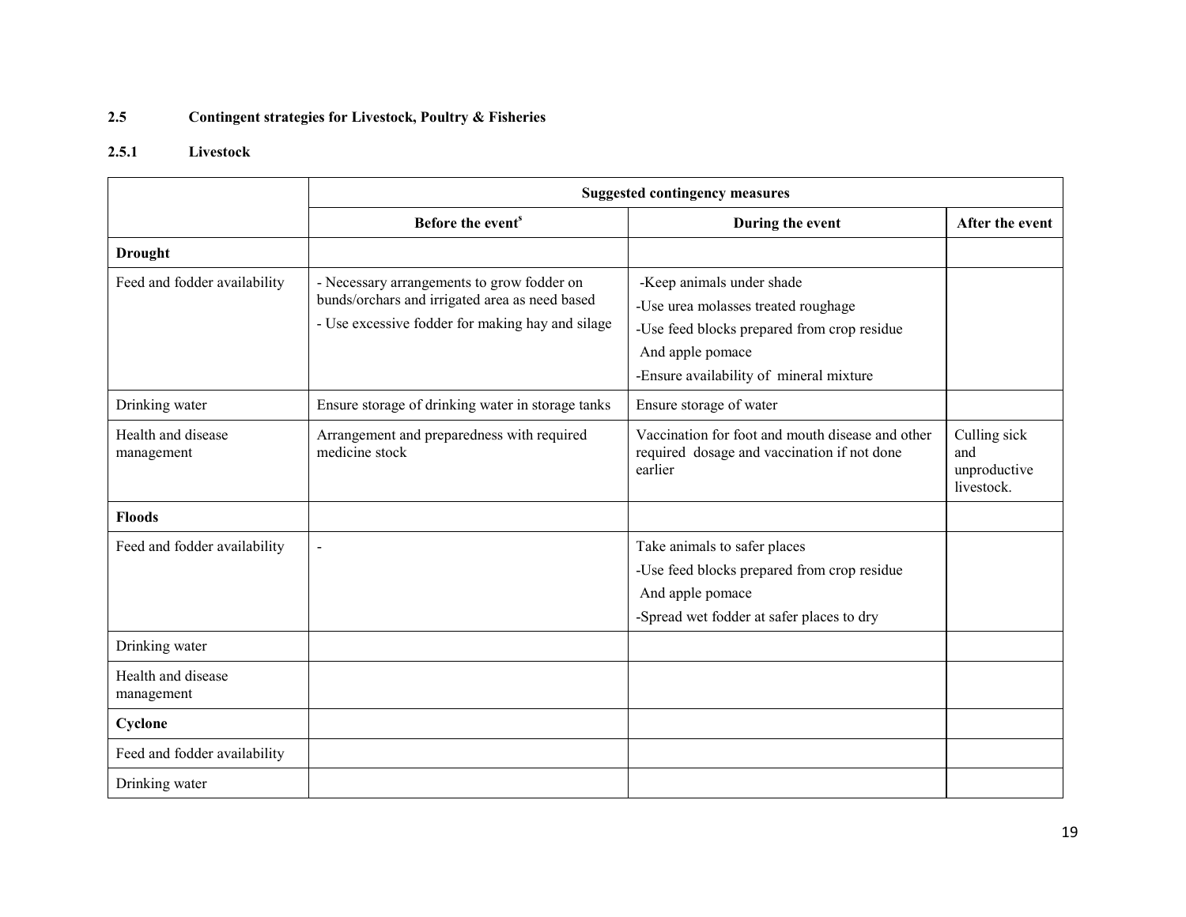## 2.5 Contingent strategies for Livestock, Poultry & Fisheries

### 2.5.1 Livestock

| | Suggested contingency measures | | |
|---|---|---|---|
| | **Before the event[s]** | **During the event** | **After the event** |
| **Drought** | | | |
| Feed and fodder availability | - Necessary arrangements to grow fodder on bunds/orchars and irrigated area as need based<br>- Use excessive fodder for making hay and silage | -Keep animals under shade<br>-Use urea molasses treated roughage<br>-Use feed blocks prepared from crop residue And apple pomace<br>-Ensure availability of mineral mixture | |
| Drinking water | Ensure storage of drinking water in storage tanks | Ensure storage of water | |
| Health and disease management | Arrangement and preparedness with required medicine stock | Vaccination for foot and mouth disease and other required dosage and vaccination if not done earlier | Culling sick and unproductive livestock. |
| **Floods** | | | |
| Feed and fodder availability | - | Take animals to safer places<br>-Use feed blocks prepared from crop residue And apple pomace<br>-Spread wet fodder at safer places to dry | |
| Drinking water | | | |
| Health and disease management | | | |
| **Cyclone** | | | |
| Feed and fodder availability | | | |
| Drinking water | | | |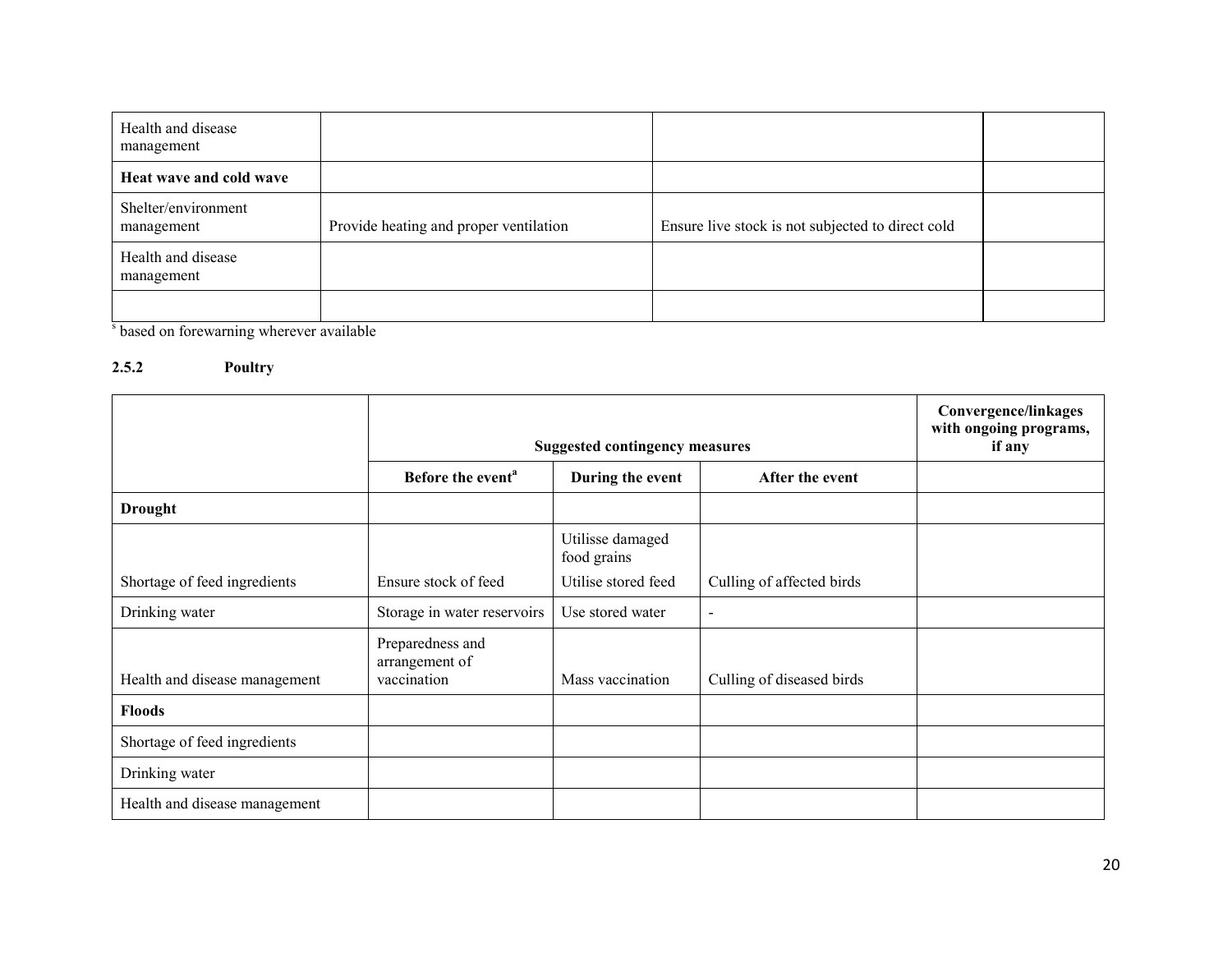| | | | |
|---|---|---|---|
| Health and disease management | | | |
| **Heat wave and cold wave** | | | |
| Shelter/environment management | Provide heating and proper ventilation | Ensure live stock is not subjected to direct cold | |
| Health and disease management | | | |
| | | | |

[s] based on forewarning wherever available

### 2.5.2 Poultry

| | Suggested contingency measures | | | Convergence/linkages with ongoing programs, if any |
|---|---|---|---|---|
| | Before the event[a] | During the event | After the event | |
| **Drought** | | | | |
| Shortage of feed ingredients | Ensure stock of feed | Utilisse damaged food grains<br>Utilise stored feed | Culling of affected birds | |
| Drinking water | Storage in water reservoirs | Use stored water | - | |
| Health and disease management | Preparedness and arrangement of vaccination | Mass vaccination | Culling of diseased birds | |
| **Floods** | | | | |
| Shortage of feed ingredients | | | | |
| Drinking water | | | | |
| Health and disease management | | | | |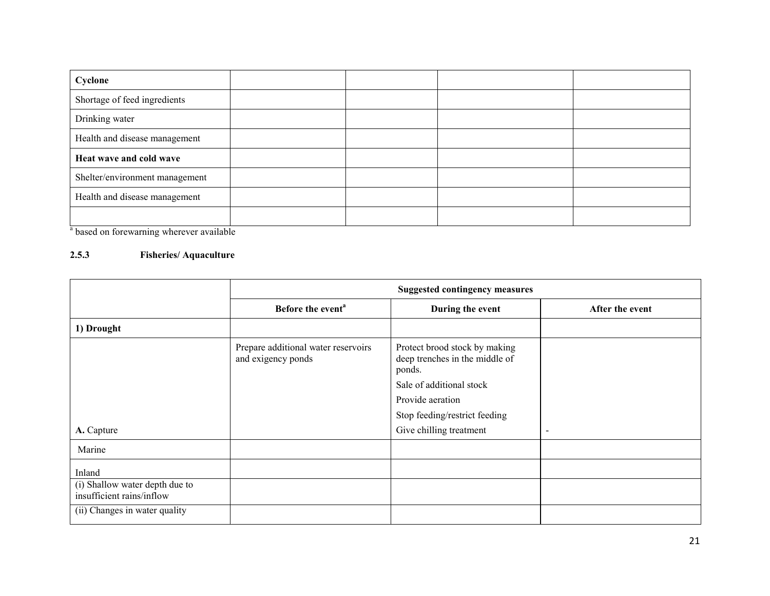| Cyclone | | | | |
|---|---|---|---|---|
| Shortage of feed ingredients | | | | |
| Drinking water | | | | |
| Health and disease management | | | | |
| **Heat wave and cold wave** | | | | |
| Shelter/environment management | | | | |
| Health and disease management | | | | |
| | | | | |

[a] based on forewarning wherever available

### 2.5.3 Fisheries/ Aquaculture

| | **Suggested contingency measures** | | |
|---|---|---|---|
| | **Before the event[a]** | **During the event** | **After the event** |
| **1) Drought** | | | |
| **A.** Capture | Prepare additional water reservoirs and exigency ponds | Protect brood stock by making deep trenches in the middle of ponds.<br>Sale of additional stock<br>Provide aeration<br>Stop feeding/restrict feeding<br>Give chilling treatment | - |
| Marine | | | |
| Inland | | | |
| (i) Shallow water depth due to insufficient rains/inflow | | | |
| (ii) Changes in water quality | | | |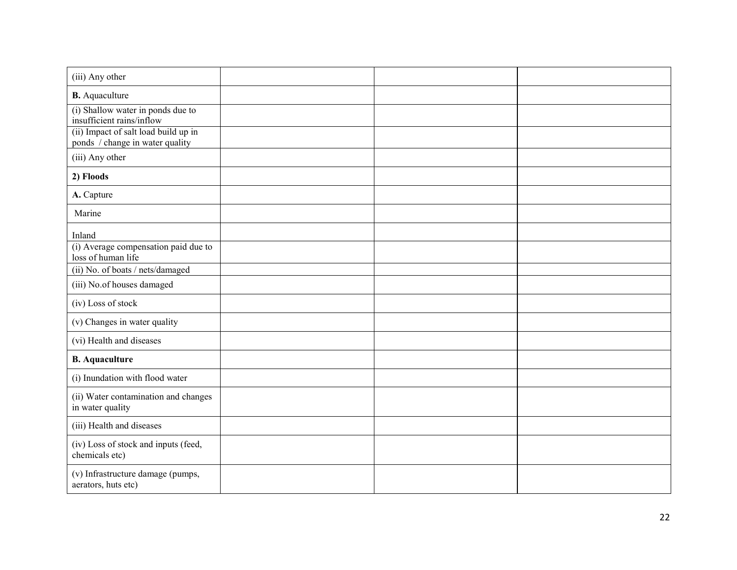| | | | |
|---|---|---|---|
| (iii) Any other | | | |
| **B.** Aquaculture | | | |
| (i) Shallow water in ponds due to insufficient rains/inflow | | | |
| (ii) Impact of salt load build up in ponds / change in water quality | | | |
| (iii) Any other | | | |
| **2) Floods** | | | |
| **A.** Capture | | | |
| Marine | | | |
| Inland | | | |
| (i) Average compensation paid due to loss of human life | | | |
| (ii) No. of boats / nets/damaged | | | |
| (iii) No.of houses damaged | | | |
| (iv) Loss of stock | | | |
| (v) Changes in water quality | | | |
| (vi) Health and diseases | | | |
| **B. Aquaculture** | | | |
| (i) Inundation with flood water | | | |
| (ii) Water contamination and changes in water quality | | | |
| (iii) Health and diseases | | | |
| (iv) Loss of stock and inputs (feed, chemicals etc) | | | |
| (v) Infrastructure damage (pumps, aerators, huts etc) | | | |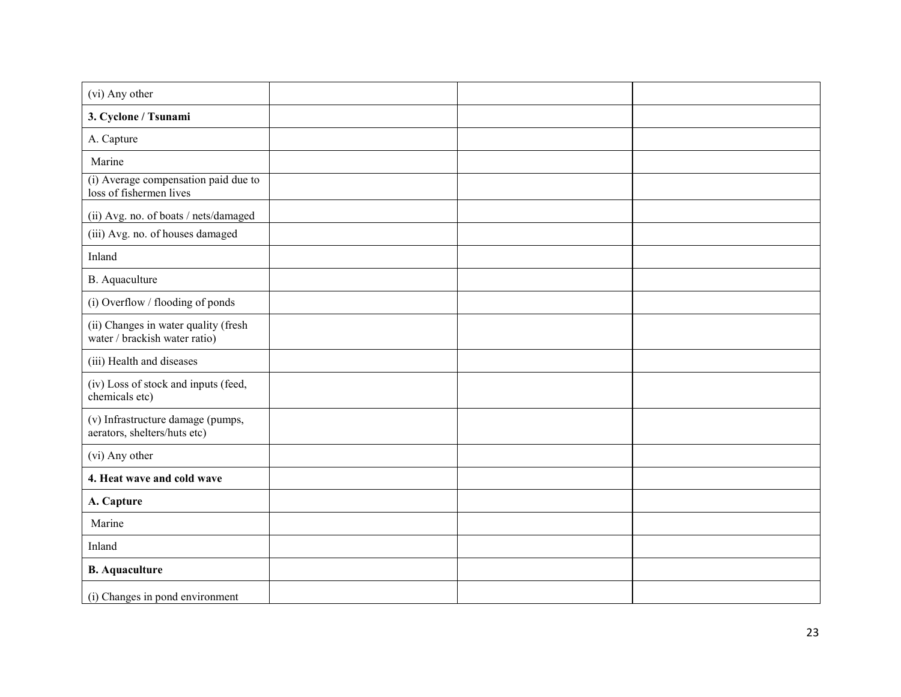| | | | |
|---|---|---|---|
| (vi) Any other | | | |
| **3. Cyclone / Tsunami** | | | |
| A. Capture | | | |
| Marine | | | |
| (i) Average compensation paid due to loss of fishermen lives | | | |
| (ii) Avg. no. of boats / nets/damaged | | | |
| (iii) Avg. no. of houses damaged | | | |
| Inland | | | |
| B. Aquaculture | | | |
| (i) Overflow / flooding of ponds | | | |
| (ii) Changes in water quality (fresh water / brackish water ratio) | | | |
| (iii) Health and diseases | | | |
| (iv) Loss of stock and inputs (feed, chemicals etc) | | | |
| (v) Infrastructure damage (pumps, aerators, shelters/huts etc) | | | |
| (vi) Any other | | | |
| **4. Heat wave and cold wave** | | | |
| **A. Capture** | | | |
| Marine | | | |
| Inland | | | |
| **B. Aquaculture** | | | |
| (i) Changes in pond environment | | | |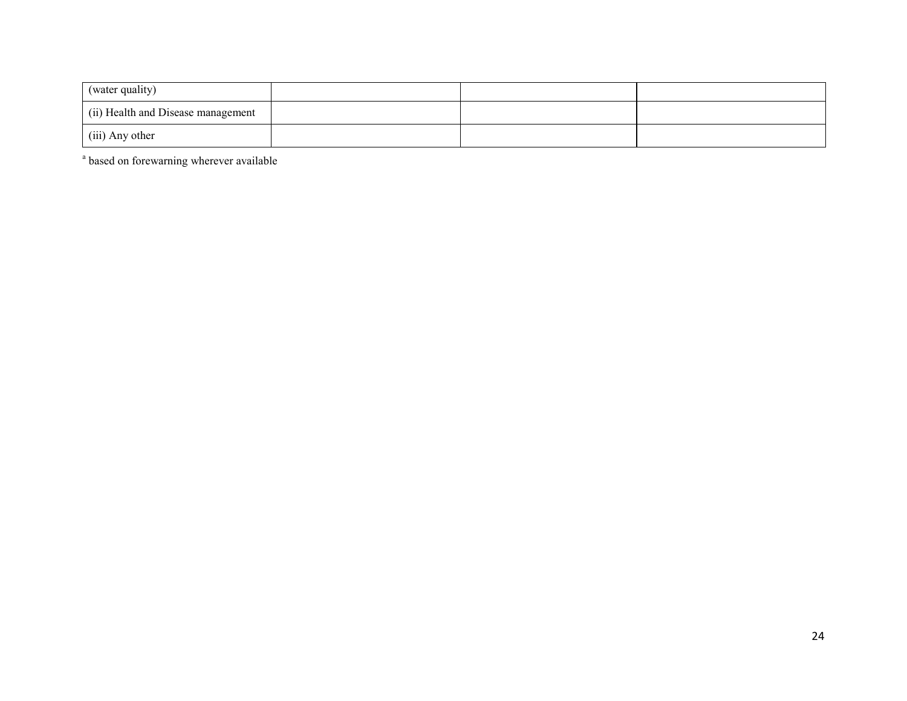| | | | |
|---|---|---|---|
| (water quality) | | | |
| (ii) Health and Disease management | | | |
| (iii) Any other | | | |

[a] based on forewarning wherever available